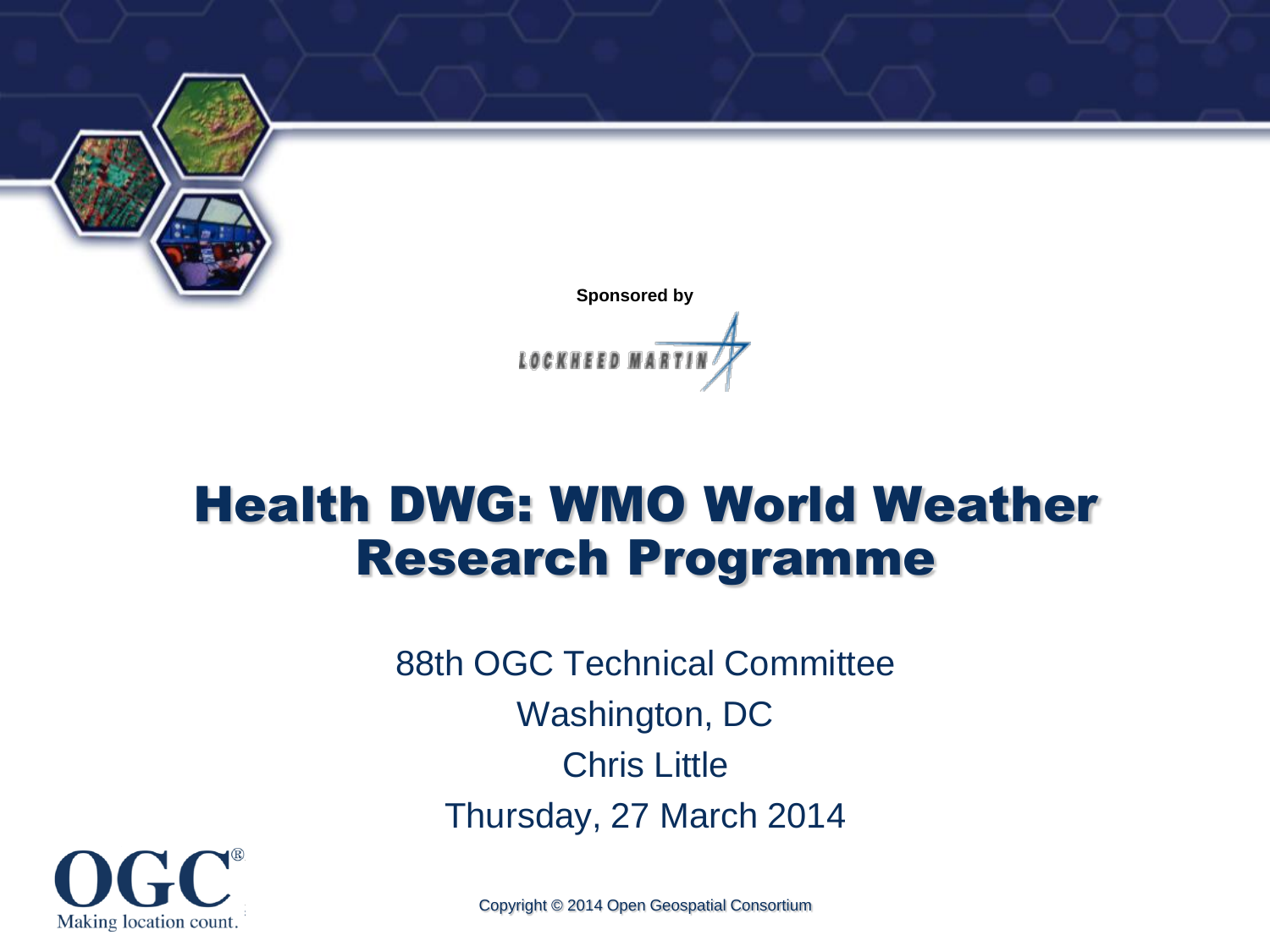Sponsored by

LOCKHEED MARTIN

# Health DWG: WMO World Weather Research Programme

88th OGC Technical Committee

Washington, DC

Chris Little

Thursday, 27 March 2014

OGC®
Making location count.

Copyright © 2014 Open Geospatial Consortium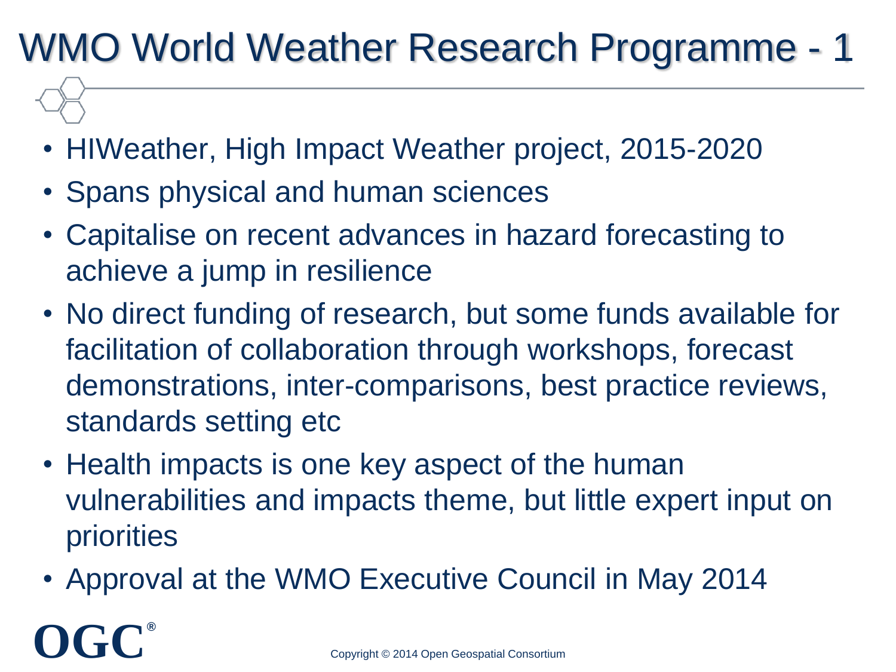# WMO World Weather Research Programme - 1

- HIWeather, High Impact Weather project, 2015-2020
- Spans physical and human sciences
- Capitalise on recent advances in hazard forecasting to achieve a jump in resilience
- No direct funding of research, but some funds available for facilitation of collaboration through workshops, forecast demonstrations, inter-comparisons, best practice reviews, standards setting etc
- Health impacts is one key aspect of the human vulnerabilities and impacts theme, but little expert input on priorities
- Approval at the WMO Executive Council in May 2014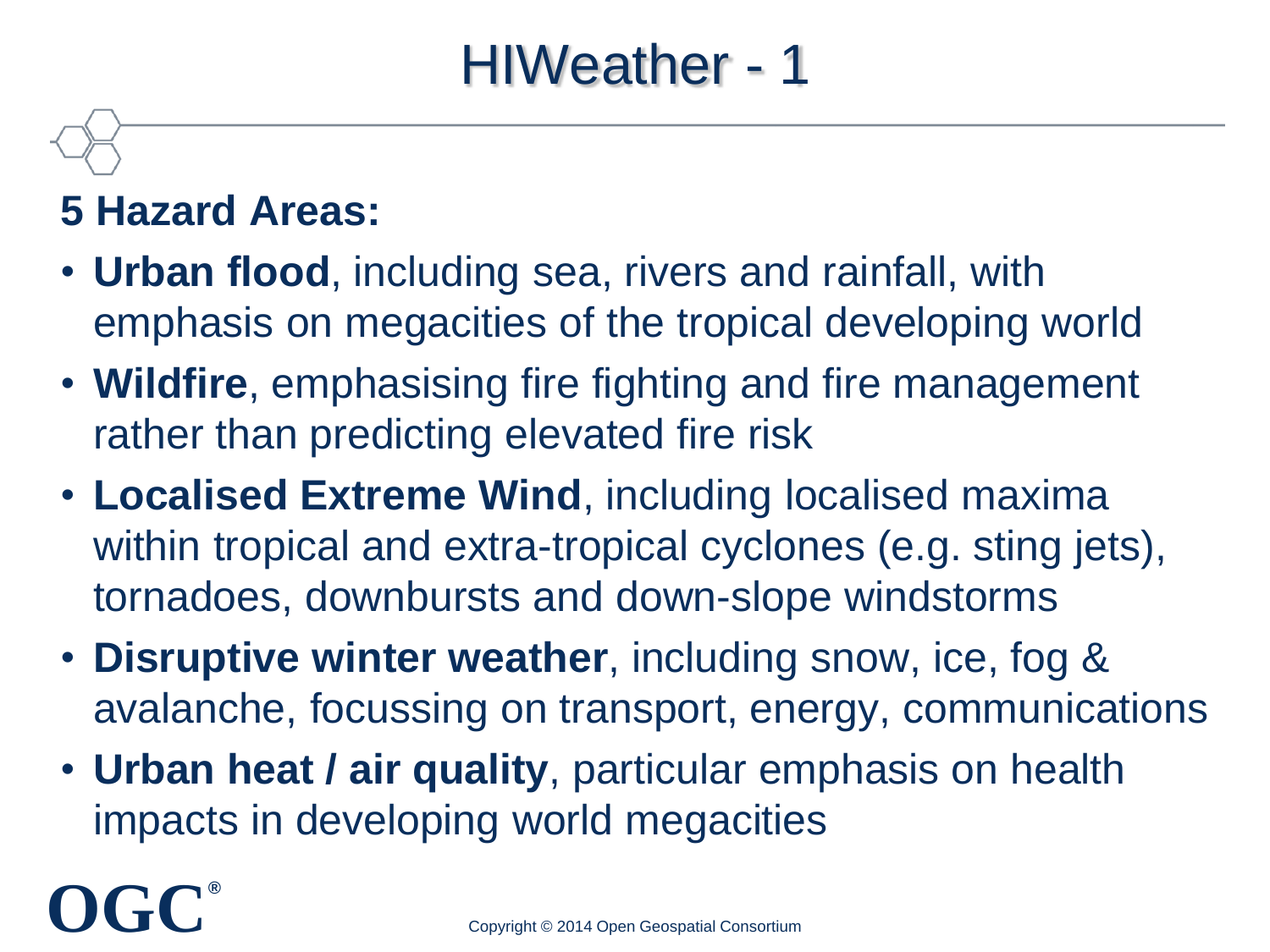# HIWeather - 1

**5 Hazard Areas:**

- **Urban flood**, including sea, rivers and rainfall, with emphasis on megacities of the tropical developing world
- **Wildfire**, emphasising fire fighting and fire management rather than predicting elevated fire risk
- **Localised Extreme Wind**, including localised maxima within tropical and extra-tropical cyclones (e.g. sting jets), tornadoes, downbursts and down-slope windstorms
- **Disruptive winter weather**, including snow, ice, fog & avalanche, focussing on transport, energy, communications
- **Urban heat / air quality**, particular emphasis on health impacts in developing world megacities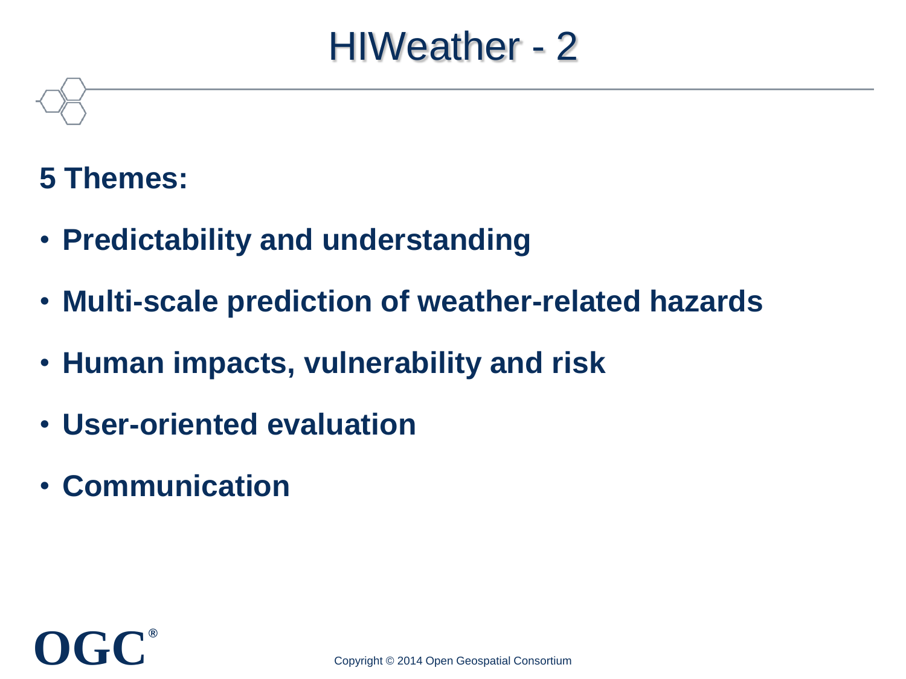# HIWeather - 2

**5 Themes:**

- **Predictability and understanding**
- **Multi-scale prediction of weather-related hazards**
- **Human impacts, vulnerability and risk**
- **User-oriented evaluation**
- **Communication**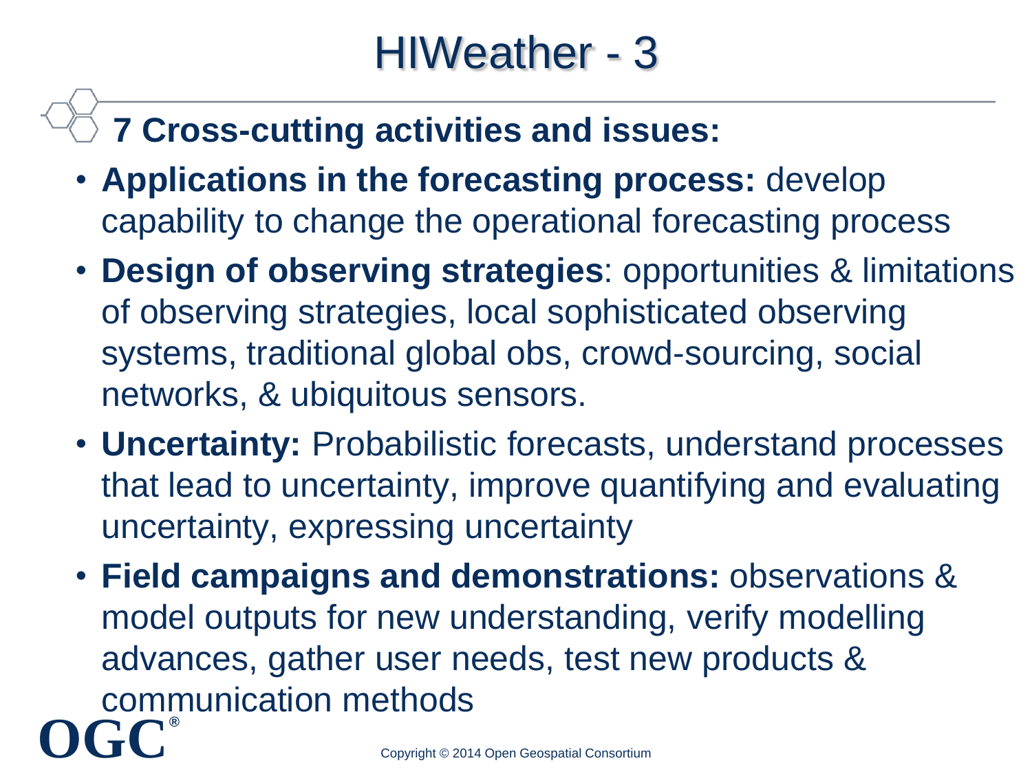# HIWeather - 3

## 7 Cross-cutting activities and issues:

- **Applications in the forecasting process:** develop capability to change the operational forecasting process
- **Design of observing strategies**: opportunities & limitations of observing strategies, local sophisticated observing systems, traditional global obs, crowd-sourcing, social networks, & ubiquitous sensors.
- **Uncertainty:** Probabilistic forecasts, understand processes that lead to uncertainty, improve quantifying and evaluating uncertainty, expressing uncertainty
- **Field campaigns and demonstrations:** observations & model outputs for new understanding, verify modelling advances, gather user needs, test new products & communication methods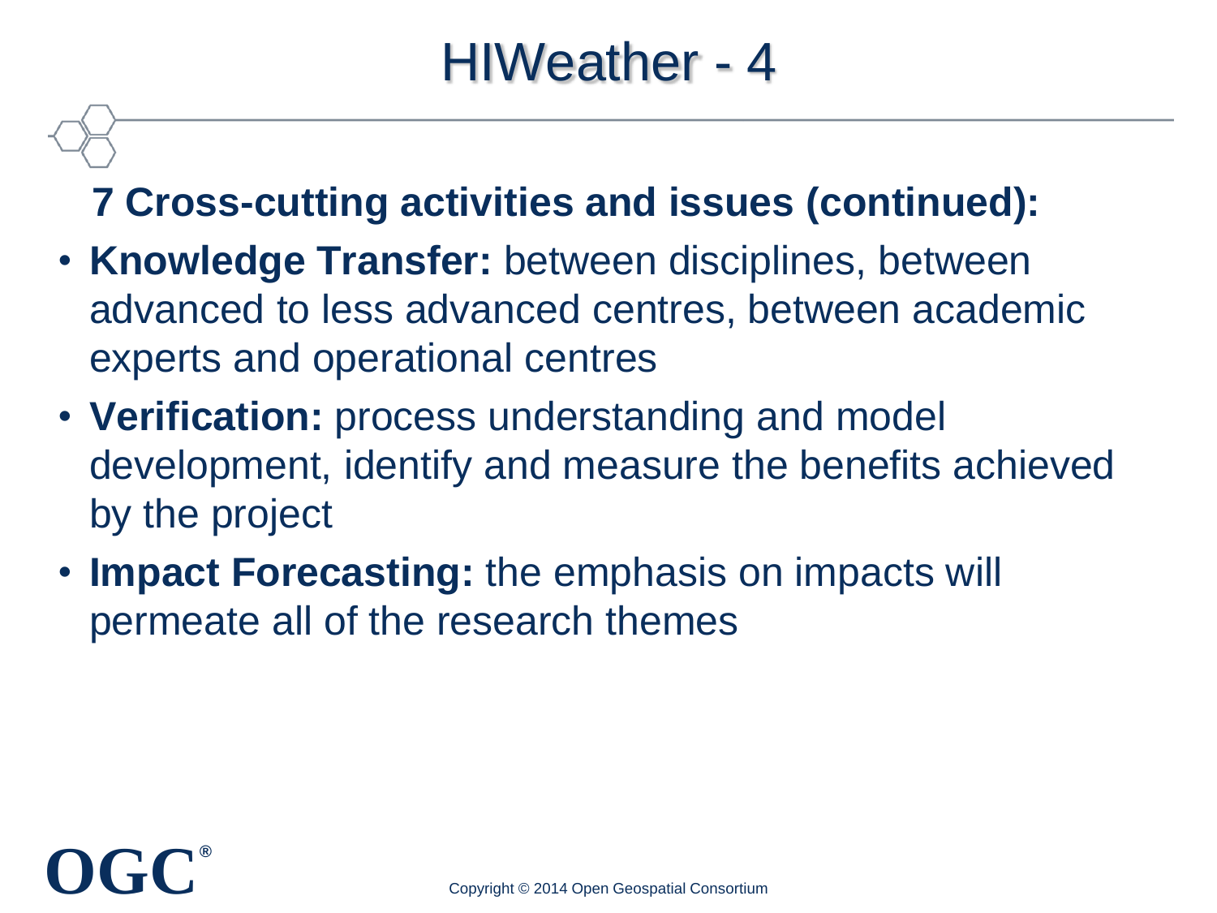# HIWeather - 4

**7 Cross-cutting activities and issues (continued):**

- **Knowledge Transfer:** between disciplines, between advanced to less advanced centres, between academic experts and operational centres
- **Verification:** process understanding and model development, identify and measure the benefits achieved by the project
- **Impact Forecasting:** the emphasis on impacts will permeate all of the research themes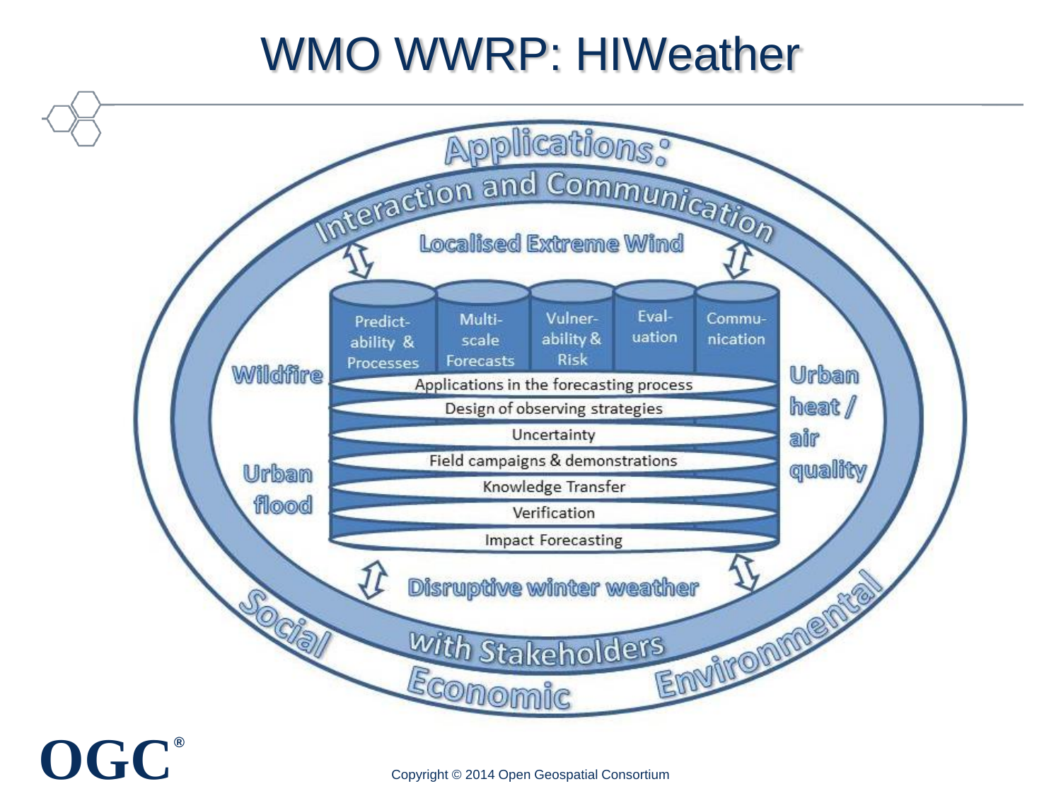# WMO WWRP: HIWeather

Applications: Interaction and Communication with Stakeholders

Localised Extreme Wind

Wildfire

Urban flood

Urban heat / air quality

Disruptive winter weather

- Predictability & Processes
- Multi-scale Forecasts
- Vulnerability & Risk
- Evaluation
- Communication

- Applications in the forecasting process
- Design of observing strategies
- Uncertainty
- Field campaigns & demonstrations
- Knowledge Transfer
- Verification
- Impact Forecasting

Social

Economic

Environmental

Copyright © 2014 Open Geospatial Consortium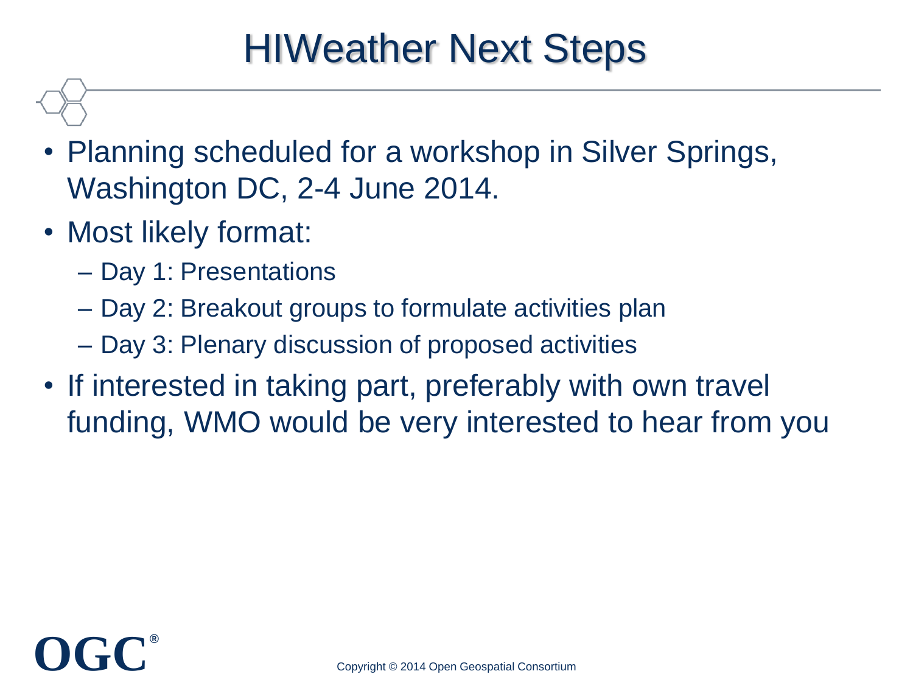# HIWeather Next Steps

- Planning scheduled for a workshop in Silver Springs, Washington DC, 2-4 June 2014.
- Most likely format:
  - Day 1: Presentations
  - Day 2: Breakout groups to formulate activities plan
  - Day 3: Plenary discussion of proposed activities
- If interested in taking part, preferably with own travel funding, WMO would be very interested to hear from you